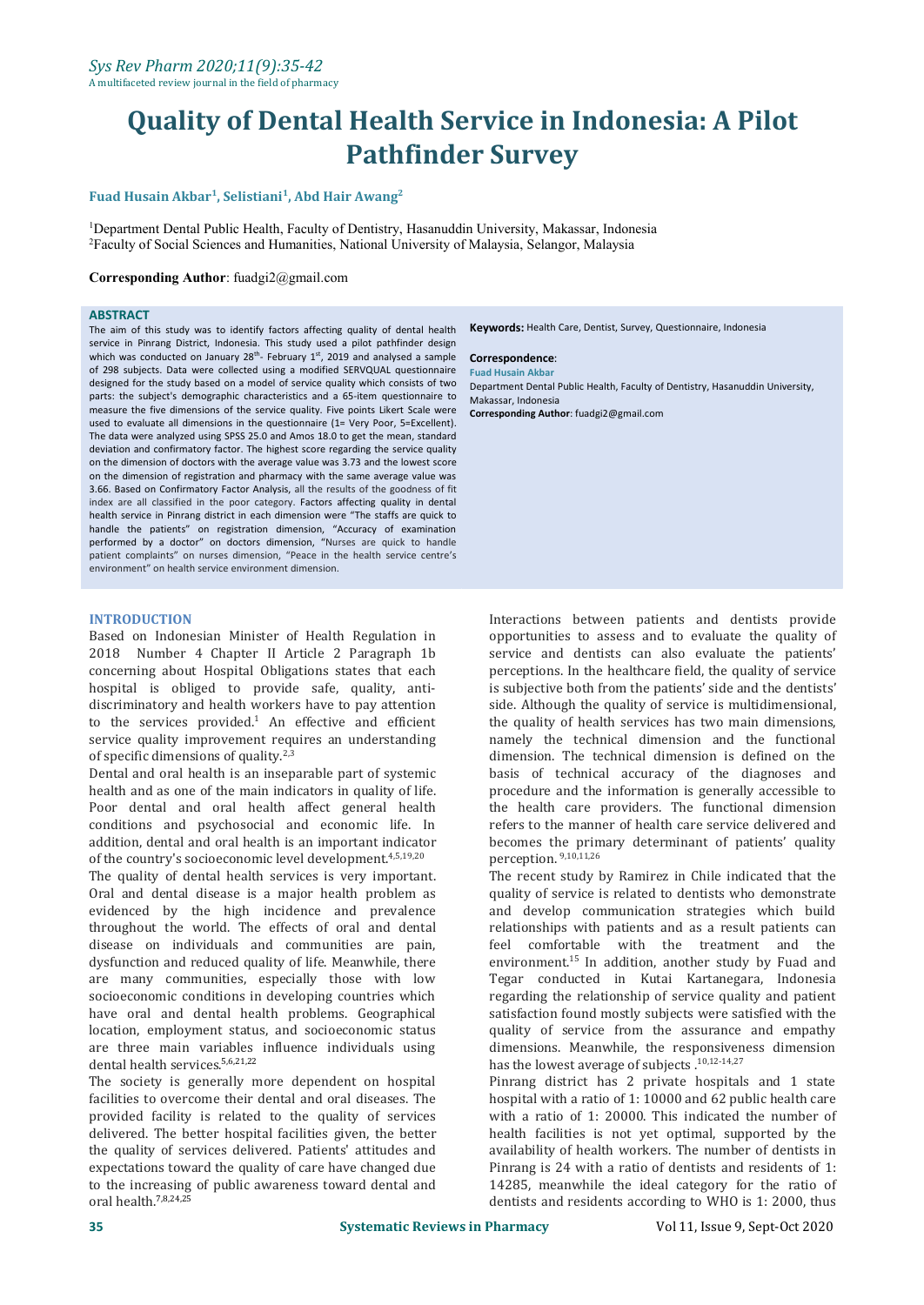# Quality of Dental Health Service in Indonesia: A Pilot Pathfinder Survey

**Fuad Husain Akbar[1], Selistiani[1], Abd Hair Awang[2]**

[1]Department Dental Public Health, Faculty of Dentistry, Hasanuddin University, Makassar, Indonesia
[2]Faculty of Social Sciences and Humanities, National University of Malaysia, Selangor, Malaysia

**Corresponding Author**: fuadgi2@gmail.com

## ABSTRACT

The aim of this study was to identify factors affecting quality of dental health service in Pinrang District, Indonesia. This study used a pilot pathfinder design which was conducted on January 28th- February 1st, 2019 and analysed a sample of 298 subjects. Data were collected using a modified SERVQUAL questionnaire designed for the study based on a model of service quality which consists of two parts: the subject's demographic characteristics and a 65-item questionnaire to measure the five dimensions of the service quality. Five points Likert Scale were used to evaluate all dimensions in the questionnaire (1= Very Poor, 5=Excellent). The data were analyzed using SPSS 25.0 and Amos 18.0 to get the mean, standard deviation and confirmatory factor. The highest score regarding the service quality on the dimension of doctors with the average value was 3.73 and the lowest score on the dimension of registration and pharmacy with the same average value was 3.66. Based on Confirmatory Factor Analysis, all the results of the goodness of fit index are all classified in the poor category. Factors affecting quality in dental health service in Pinrang district in each dimension were "The staffs are quick to handle the patients" on registration dimension, "Accuracy of examination performed by a doctor" on doctors dimension, "Nurses are quick to handle patient complaints" on nurses dimension, "Peace in the health service centre's environment" on health service environment dimension.

**Keywords:** Health Care, Dentist, Survey, Questionnaire, Indonesia

**Correspondence**:
**Fuad Husain Akbar**
Department Dental Public Health, Faculty of Dentistry, Hasanuddin University, Makassar, Indonesia
**Corresponding Author**: fuadgi2@gmail.com

## INTRODUCTION

Based on Indonesian Minister of Health Regulation in 2018 Number 4 Chapter II Article 2 Paragraph 1b concerning about Hospital Obligations states that each hospital is obliged to provide safe, quality, anti-discriminatory and health workers have to pay attention to the services provided.[1] An effective and efficient service quality improvement requires an understanding of specific dimensions of quality.[2,3]

Dental and oral health is an inseparable part of systemic health and as one of the main indicators in quality of life. Poor dental and oral health affect general health conditions and psychosocial and economic life. In addition, dental and oral health is an important indicator of the country's socioeconomic level development.[4,5,19,20]

The quality of dental health services is very important. Oral and dental disease is a major health problem as evidenced by the high incidence and prevalence throughout the world. The effects of oral and dental disease on individuals and communities are pain, dysfunction and reduced quality of life. Meanwhile, there are many communities, especially those with low socioeconomic conditions in developing countries which have oral and dental health problems. Geographical location, employment status, and socioeconomic status are three main variables influence individuals using dental health services.[5,6,21,22]

The society is generally more dependent on hospital facilities to overcome their dental and oral diseases. The provided facility is related to the quality of services delivered. The better hospital facilities given, the better the quality of services delivered. Patients' attitudes and expectations toward the quality of care have changed due to the increasing of public awareness toward dental and oral health.[7,8,24,25]

Interactions between patients and dentists provide opportunities to assess and to evaluate the quality of service and dentists can also evaluate the patients' perceptions. In the healthcare field, the quality of service is subjective both from the patients' side and the dentists' side. Although the quality of service is multidimensional, the quality of health services has two main dimensions, namely the technical dimension and the functional dimension. The technical dimension is defined on the basis of technical accuracy of the diagnoses and procedure and the information is generally accessible to the health care providers. The functional dimension refers to the manner of health care service delivered and becomes the primary determinant of patients' quality perception. [9,10,11,26]

The recent study by Ramirez in Chile indicated that the quality of service is related to dentists who demonstrate and develop communication strategies which build relationships with patients and as a result patients can feel comfortable with the treatment and the environment.[15] In addition, another study by Fuad and Tegar conducted in Kutai Kartanegara, Indonesia regarding the relationship of service quality and patient satisfaction found mostly subjects were satisfied with the quality of service from the assurance and empathy dimensions. Meanwhile, the responsiveness dimension has the lowest average of subjects .[10,12-14,27]

Pinrang district has 2 private hospitals and 1 state hospital with a ratio of 1: 10000 and 62 public health care with a ratio of 1: 20000. This indicated the number of health facilities is not yet optimal, supported by the availability of health workers. The number of dentists in Pinrang is 24 with a ratio of dentists and residents of 1: 14285, meanwhile the ideal category for the ratio of dentists and residents according to WHO is 1: 2000, thus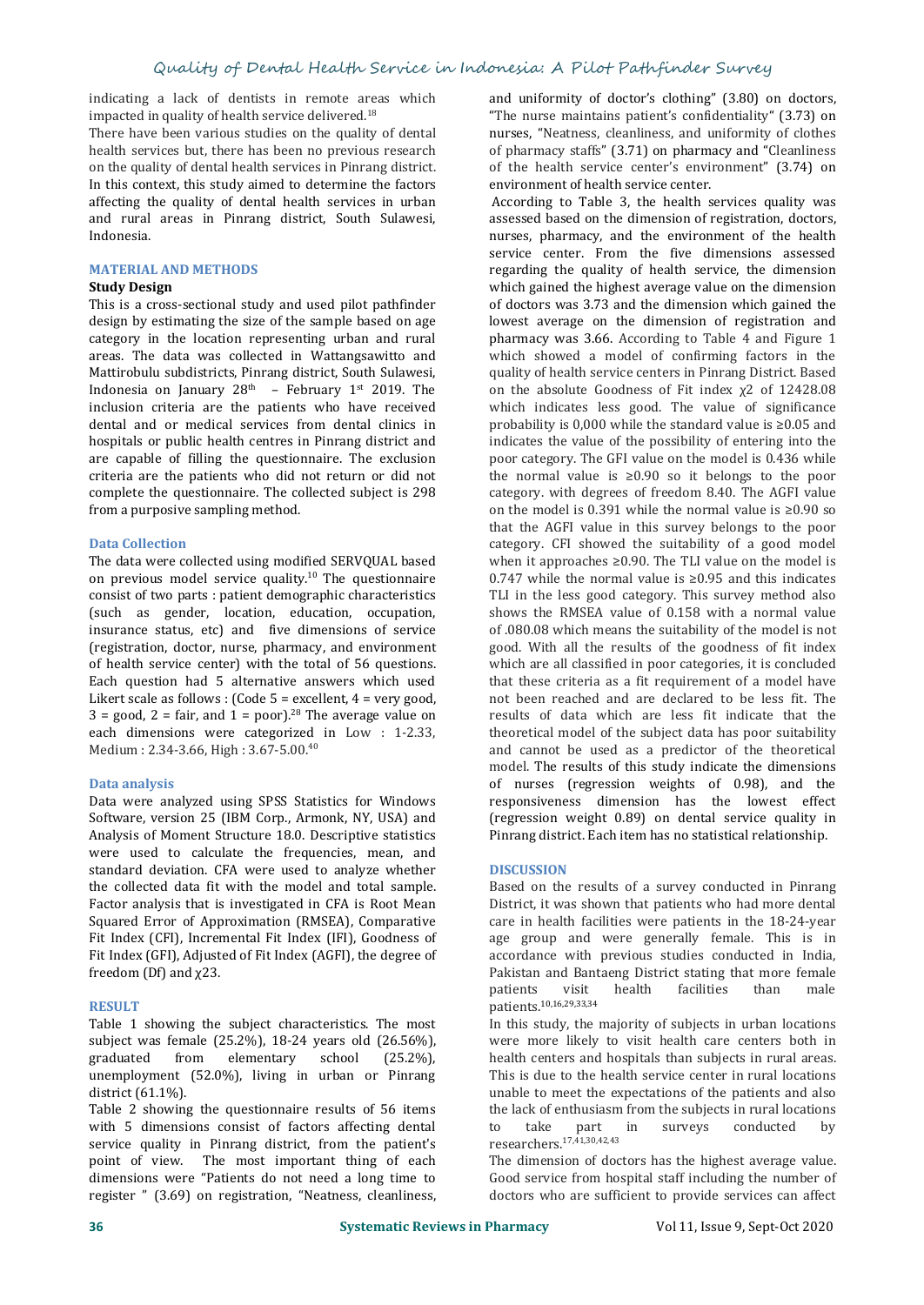indicating a lack of dentists in remote areas which impacted in quality of health service delivered.[18]

There have been various studies on the quality of dental health services but, there has been no previous research on the quality of dental health services in Pinrang district. In this context, this study aimed to determine the factors affecting the quality of dental health services in urban and rural areas in Pinrang district, South Sulawesi, Indonesia.

## MATERIAL AND METHODS

### Study Design

This is a cross-sectional study and used pilot pathfinder design by estimating the size of the sample based on age category in the location representing urban and rural areas. The data was collected in Wattangsawitto and Mattirobulu subdistricts, Pinrang district, South Sulawesi, Indonesia on January 28th – February 1st 2019. The inclusion criteria are the patients who have received dental and or medical services from dental clinics in hospitals or public health centres in Pinrang district and are capable of filling the questionnaire. The exclusion criteria are the patients who did not return or did not complete the questionnaire. The collected subject is 298 from a purposive sampling method.

### Data Collection

The data were collected using modified SERVQUAL based on previous model service quality.[10] The questionnaire consist of two parts : patient demographic characteristics (such as gender, location, education, occupation, insurance status, etc) and five dimensions of service (registration, doctor, nurse, pharmacy, and environment of health service center) with the total of 56 questions. Each question had 5 alternative answers which used Likert scale as follows : (Code 5 = excellent, 4 = very good, 3 = good, 2 = fair, and 1 = poor).[28] The average value on each dimensions were categorized in Low : 1-2.33, Medium : 2.34-3.66, High : 3.67-5.00.[40]

### Data analysis

Data were analyzed using SPSS Statistics for Windows Software, version 25 (IBM Corp., Armonk, NY, USA) and Analysis of Moment Structure 18.0. Descriptive statistics were used to calculate the frequencies, mean, and standard deviation. CFA were used to analyze whether the collected data fit with the model and total sample. Factor analysis that is investigated in CFA is Root Mean Squared Error of Approximation (RMSEA), Comparative Fit Index (CFI), Incremental Fit Index (IFI), Goodness of Fit Index (GFI), Adjusted of Fit Index (AGFI), the degree of freedom (Df) and $\chi$23.

## RESULT

Table 1 showing the subject characteristics. The most subject was female (25.2%), 18-24 years old (26.56%), graduated from elementary school (25.2%), unemployment (52.0%), living in urban or Pinrang district (61.1%).

Table 2 showing the questionnaire results of 56 items with 5 dimensions consist of factors affecting dental service quality in Pinrang district, from the patient's point of view. The most important thing of each dimensions were "Patients do not need a long time to register " (3.69) on registration, "Neatness, cleanliness, and uniformity of doctor's clothing" (3.80) on doctors, "The nurse maintains patient's confidentiality" (3.73) on nurses, "Neatness, cleanliness, and uniformity of clothes of pharmacy staffs" (3.71) on pharmacy and "Cleanliness of the health service center's environment" (3.74) on environment of health service center.

According to Table 3, the health services quality was assessed based on the dimension of registration, doctors, nurses, pharmacy, and the environment of the health service center. From the five dimensions assessed regarding the quality of health service, the dimension which gained the highest average value on the dimension of doctors was 3.73 and the dimension which gained the lowest average on the dimension of registration and pharmacy was 3.66. According to Table 4 and Figure 1 which showed a model of confirming factors in the quality of health service centers in Pinrang District. Based on the absolute Goodness of Fit index $\chi$2 of 12428.08 which indicates less good. The value of significance probability is 0,000 while the standard value is ≥0.05 and indicates the value of the possibility of entering into the poor category. The GFI value on the model is 0.436 while the normal value is ≥0.90 so it belongs to the poor category. with degrees of freedom 8.40. The AGFI value on the model is 0.391 while the normal value is ≥0.90 so that the AGFI value in this survey belongs to the poor category. CFI showed the suitability of a good model when it approaches ≥0.90. The TLI value on the model is 0.747 while the normal value is ≥0.95 and this indicates TLI in the less good category. This survey method also shows the RMSEA value of 0.158 with a normal value of .080.08 which means the suitability of the model is not good. With all the results of the goodness of fit index which are all classified in poor categories, it is concluded that these criteria as a fit requirement of a model have not been reached and are declared to be less fit. The results of data which are less fit indicate that the theoretical model of the subject data has poor suitability and cannot be used as a predictor of the theoretical model. The results of this study indicate the dimensions of nurses (regression weights of 0.98), and the responsiveness dimension has the lowest effect (regression weight 0.89) on dental service quality in Pinrang district. Each item has no statistical relationship.

## DISCUSSION

Based on the results of a survey conducted in Pinrang District, it was shown that patients who had more dental care in health facilities were patients in the 18-24-year age group and were generally female. This is in accordance with previous studies conducted in India, Pakistan and Bantaeng District stating that more female patients visit health facilities than male patients.[10,16,29,33,34]

In this study, the majority of subjects in urban locations were more likely to visit health care centers both in health centers and hospitals than subjects in rural areas. This is due to the health service center in rural locations unable to meet the expectations of the patients and also the lack of enthusiasm from the subjects in rural locations to take part in surveys conducted by researchers.[17,41,30,42,43]

The dimension of doctors has the highest average value. Good service from hospital staff including the number of doctors who are sufficient to provide services can affect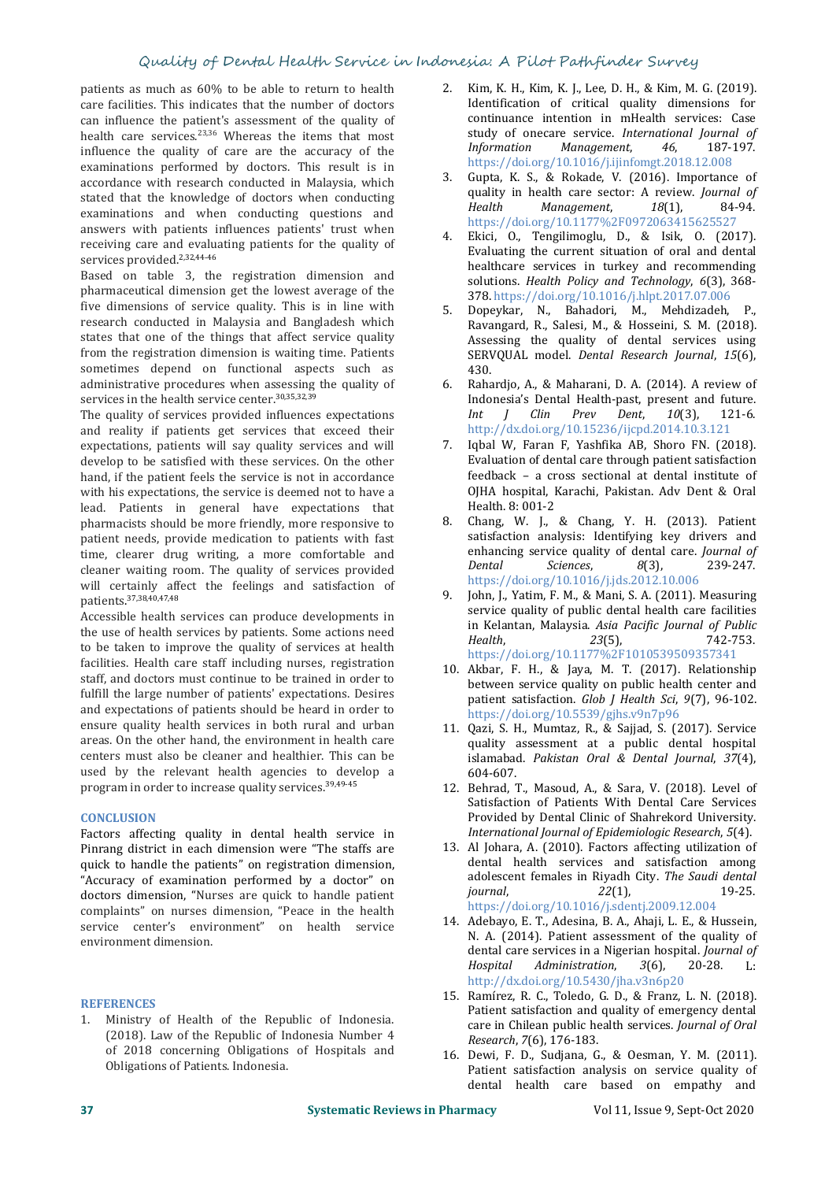patients as much as 60% to be able to return to health care facilities. This indicates that the number of doctors can influence the patient's assessment of the quality of health care services.[23,36] Whereas the items that most influence the quality of care are the accuracy of the examinations performed by doctors. This result is in accordance with research conducted in Malaysia, which stated that the knowledge of doctors when conducting examinations and when conducting questions and answers with patients influences patients' trust when receiving care and evaluating patients for the quality of services provided.[2,32,44-46]

Based on table 3, the registration dimension and pharmaceutical dimension get the lowest average of the five dimensions of service quality. This is in line with research conducted in Malaysia and Bangladesh which states that one of the things that affect service quality from the registration dimension is waiting time. Patients sometimes depend on functional aspects such as administrative procedures when assessing the quality of services in the health service center.[30,35,32,39]

The quality of services provided influences expectations and reality if patients get services that exceed their expectations, patients will say quality services and will develop to be satisfied with these services. On the other hand, if the patient feels the service is not in accordance with his expectations, the service is deemed not to have a lead. Patients in general have expectations that pharmacists should be more friendly, more responsive to patient needs, provide medication to patients with fast time, clearer drug writing, a more comfortable and cleaner waiting room. The quality of services provided will certainly affect the feelings and satisfaction of patients.[37,38,40,47,48]

Accessible health services can produce developments in the use of health services by patients. Some actions need to be taken to improve the quality of services at health facilities. Health care staff including nurses, registration staff, and doctors must continue to be trained in order to fulfill the large number of patients' expectations. Desires and expectations of patients should be heard in order to ensure quality health services in both rural and urban areas. On the other hand, the environment in health care centers must also be cleaner and healthier. This can be used by the relevant health agencies to develop a program in order to increase quality services.[39,49-45]

## CONCLUSION

Factors affecting quality in dental health service in Pinrang district in each dimension were "The staffs are quick to handle the patients" on registration dimension, "Accuracy of examination performed by a doctor" on doctors dimension, "Nurses are quick to handle patient complaints" on nurses dimension, "Peace in the health service center's environment" on health service environment dimension.

## REFERENCES

1. Ministry of Health of the Republic of Indonesia. (2018). Law of the Republic of Indonesia Number 4 of 2018 concerning Obligations of Hospitals and Obligations of Patients. Indonesia.
2. Kim, K. H., Kim, K. J., Lee, D. H., & Kim, M. G. (2019). Identification of critical quality dimensions for continuance intention in mHealth services: Case study of onecare service. *International Journal of Information Management*, *46*, 187-197. https://doi.org/10.1016/j.ijinfomgt.2018.12.008
3. Gupta, K. S., & Rokade, V. (2016). Importance of quality in health care sector: A review. *Journal of Health Management*, *18*(1), 84-94. https://doi.org/10.1177%2F0972063415625527
4. Ekici, O., Tengilimoglu, D., & Isik, O. (2017). Evaluating the current situation of oral and dental healthcare services in turkey and recommending solutions. *Health Policy and Technology*, *6*(3), 368-378. https://doi.org/10.1016/j.hlpt.2017.07.006
5. Dopeykar, N., Bahadori, M., Mehdizadeh, P., Ravangard, R., Salesi, M., & Hosseini, S. M. (2018). Assessing the quality of dental services using SERVQUAL model. *Dental Research Journal*, *15*(6), 430.
6. Rahardjo, A., & Maharani, D. A. (2014). A review of Indonesia's Dental Health-past, present and future. *Int J Clin Prev Dent*, *10*(3), 121-6. http://dx.doi.org/10.15236/ijcpd.2014.10.3.121
7. Iqbal W, Faran F, Yashfika AB, Shoro FN. (2018). Evaluation of dental care through patient satisfaction feedback – a cross sectional at dental institute of OJHA hospital, Karachi, Pakistan. Adv Dent & Oral Health. 8: 001-2
8. Chang, W. J., & Chang, Y. H. (2013). Patient satisfaction analysis: Identifying key drivers and enhancing service quality of dental care. *Journal of Dental Sciences*, *8*(3), 239-247. https://doi.org/10.1016/j.jds.2012.10.006
9. John, J., Yatim, F. M., & Mani, S. A. (2011). Measuring service quality of public dental health care facilities in Kelantan, Malaysia. *Asia Pacific Journal of Public Health*, *23*(5), 742-753. https://doi.org/10.1177%2F1010539509357341
10. Akbar, F. H., & Jaya, M. T. (2017). Relationship between service quality on public health center and patient satisfaction. *Glob J Health Sci*, *9*(7), 96-102. https://doi.org/10.5539/gjhs.v9n7p96
11. Qazi, S. H., Mumtaz, R., & Sajjad, S. (2017). Service quality assessment at a public dental hospital islamabad. *Pakistan Oral & Dental Journal*, *37*(4), 604-607.
12. Behrad, T., Masoud, A., & Sara, V. (2018). Level of Satisfaction of Patients With Dental Care Services Provided by Dental Clinic of Shahrekord University. *International Journal of Epidemiologic Research*, *5*(4).
13. Al Johara, A. (2010). Factors affecting utilization of dental health services and satisfaction among adolescent females in Riyadh City. *The Saudi dental journal*, *22*(1), 19-25. https://doi.org/10.1016/j.sdentj.2009.12.004
14. Adebayo, E. T., Adesina, B. A., Ahaji, L. E., & Hussein, N. A. (2014). Patient assessment of the quality of dental care services in a Nigerian hospital. *Journal of Hospital Administration*, *3*(6), 20-28. L: http://dx.doi.org/10.5430/jha.v3n6p20
15. Ramírez, R. C., Toledo, G. D., & Franz, L. N. (2018). Patient satisfaction and quality of emergency dental care in Chilean public health services. *Journal of Oral Research*, *7*(6), 176-183.
16. Dewi, F. D., Sudjana, G., & Oesman, Y. M. (2011). Patient satisfaction analysis on service quality of dental health care based on empathy and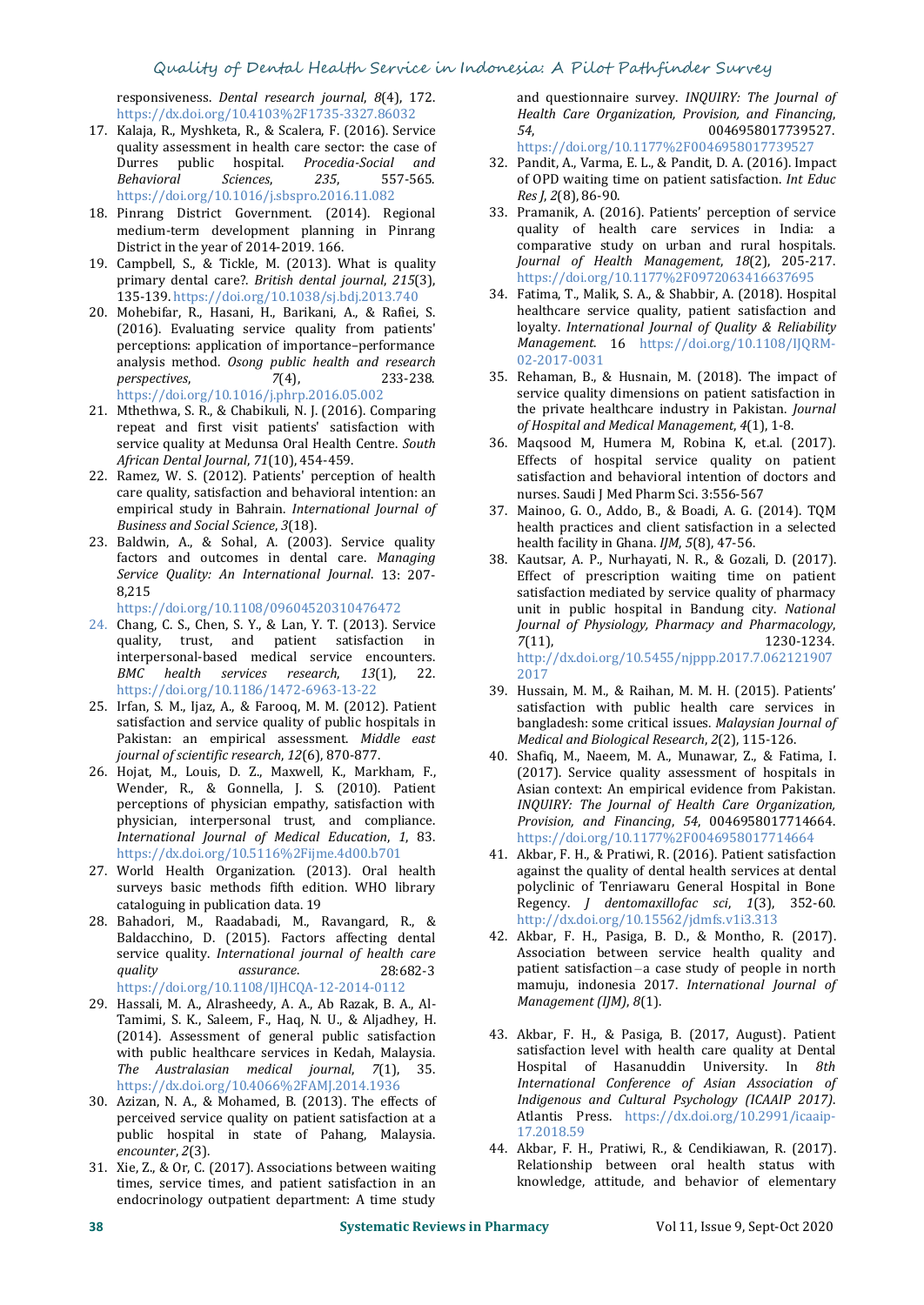responsiveness. *Dental research journal*, *8*(4), 172. https://dx.doi.org/10.4103%2F1735-3327.86032

17. Kalaja, R., Myshketa, R., & Scalera, F. (2016). Service quality assessment in health care sector: the case of Durres public hospital. *Procedia-Social and Behavioral Sciences*, *235*, 557-565. https://doi.org/10.1016/j.sbspro.2016.11.082
18. Pinrang District Government. (2014). Regional medium-term development planning in Pinrang District in the year of 2014-2019. 166.
19. Campbell, S., & Tickle, M. (2013). What is quality primary dental care?. *British dental journal*, *215*(3), 135-139. https://doi.org/10.1038/sj.bdj.2013.740
20. Mohebifar, R., Hasani, H., Barikani, A., & Rafiei, S. (2016). Evaluating service quality from patients' perceptions: application of importance–performance analysis method. *Osong public health and research perspectives*, *7*(4), 233-238. https://doi.org/10.1016/j.phrp.2016.05.002
21. Mthethwa, S. R., & Chabikuli, N. J. (2016). Comparing repeat and first visit patients' satisfaction with service quality at Medunsa Oral Health Centre. *South African Dental Journal*, *71*(10), 454-459.
22. Ramez, W. S. (2012). Patients' perception of health care quality, satisfaction and behavioral intention: an empirical study in Bahrain. *International Journal of Business and Social Science*, *3*(18).
23. Baldwin, A., & Sohal, A. (2003). Service quality factors and outcomes in dental care. *Managing Service Quality: An International Journal*. 13: 207-8,215 https://doi.org/10.1108/09604520310476472
24. Chang, C. S., Chen, S. Y., & Lan, Y. T. (2013). Service quality, trust, and patient satisfaction in interpersonal-based medical service encounters. *BMC health services research*, *13*(1), 22. https://doi.org/10.1186/1472-6963-13-22
25. Irfan, S. M., Ijaz, A., & Farooq, M. M. (2012). Patient satisfaction and service quality of public hospitals in Pakistan: an empirical assessment. *Middle east journal of scientific research*, *12*(6), 870-877.
26. Hojat, M., Louis, D. Z., Maxwell, K., Markham, F., Wender, R., & Gonnella, J. S. (2010). Patient perceptions of physician empathy, satisfaction with physician, interpersonal trust, and compliance. *International Journal of Medical Education*, *1*, 83. https://dx.doi.org/10.5116%2Fijme.4d00.b701
27. World Health Organization. (2013). Oral health surveys basic methods fifth edition. WHO library cataloguing in publication data. 19
28. Bahadori, M., Raadabadi, M., Ravangard, R., & Baldacchino, D. (2015). Factors affecting dental service quality. *International journal of health care quality assurance*. 28:682-3 https://doi.org/10.1108/IJHCQA-12-2014-0112
29. Hassali, M. A., Alrasheedy, A. A., Ab Razak, B. A., Al-Tamimi, S. K., Saleem, F., Haq, N. U., & Aljadhey, H. (2014). Assessment of general public satisfaction with public healthcare services in Kedah, Malaysia. *The Australasian medical journal*, *7*(1), 35. https://dx.doi.org/10.4066%2FAMJ.2014.1936
30. Azizan, N. A., & Mohamed, B. (2013). The effects of perceived service quality on patient satisfaction at a public hospital in state of Pahang, Malaysia. *encounter*, *2*(3).
31. Xie, Z., & Or, C. (2017). Associations between waiting times, service times, and patient satisfaction in an endocrinology outpatient department: A time study and questionnaire survey. *INQUIRY: The Journal of Health Care Organization, Provision, and Financing*, *54*, 0046958017739527. https://doi.org/10.1177%2F0046958017739527
32. Pandit, A., Varma, E. L., & Pandit, D. A. (2016). Impact of OPD waiting time on patient satisfaction. *Int Educ Res J*, *2*(8), 86-90.
33. Pramanik, A. (2016). Patients' perception of service quality of health care services in India: a comparative study on urban and rural hospitals. *Journal of Health Management*, *18*(2), 205-217. https://doi.org/10.1177%2F0972063416637695
34. Fatima, T., Malik, S. A., & Shabbir, A. (2018). Hospital healthcare service quality, patient satisfaction and loyalty. *International Journal of Quality & Reliability Management*. 16 https://doi.org/10.1108/IJQRM-02-2017-0031
35. Rehaman, B., & Husnain, M. (2018). The impact of service quality dimensions on patient satisfaction in the private healthcare industry in Pakistan. *Journal of Hospital and Medical Management*, *4*(1), 1-8.
36. Maqsood M, Humera M, Robina K, et.al. (2017). Effects of hospital service quality on patient satisfaction and behavioral intention of doctors and nurses. Saudi J Med Pharm Sci. 3:556-567
37. Mainoo, G. O., Addo, B., & Boadi, A. G. (2014). TQM health practices and client satisfaction in a selected health facility in Ghana. *IJM*, *5*(8), 47-56.
38. Kautsar, A. P., Nurhayati, N. R., & Gozali, D. (2017). Effect of prescription waiting time on patient satisfaction mediated by service quality of pharmacy unit in public hospital in Bandung city. *National Journal of Physiology, Pharmacy and Pharmacology*, *7*(11), 1230-1234. http://dx.doi.org/10.5455/njppp.2017.7.0621219072017
39. Hussain, M. M., & Raihan, M. M. H. (2015). Patients' satisfaction with public health care services in bangladesh: some critical issues. *Malaysian Journal of Medical and Biological Research*, *2*(2), 115-126.
40. Shafiq, M., Naeem, M. A., Munawar, Z., & Fatima, I. (2017). Service quality assessment of hospitals in Asian context: An empirical evidence from Pakistan. *INQUIRY: The Journal of Health Care Organization, Provision, and Financing*, *54*, 0046958017714664. https://doi.org/10.1177%2F0046958017714664
41. Akbar, F. H., & Pratiwi, R. (2016). Patient satisfaction against the quality of dental health services at dental polyclinic of Tenriawaru General Hospital in Bone Regency. *J dentomaxillofac sci*, *1*(3), 352-60. http://dx.doi.org/10.15562/jdmfs.v1i3.313
42. Akbar, F. H., Pasiga, B. D., & Montho, R. (2017). Association between service health quality and patient satisfaction – a case study of people in north mamuju, indonesia 2017. *International Journal of Management (IJM)*, *8*(1).
43. Akbar, F. H., & Pasiga, B. (2017, August). Patient satisfaction level with health care quality at Dental Hospital of Hasanuddin University. In *8th International Conference of Asian Association of Indigenous and Cultural Psychology (ICAAIP 2017)*. Atlantis Press. https://dx.doi.org/10.2991/icaaip-17.2018.59
44. Akbar, F. H., Pratiwi, R., & Cendikiawan, R. (2017). Relationship between oral health status with knowledge, attitude, and behavior of elementary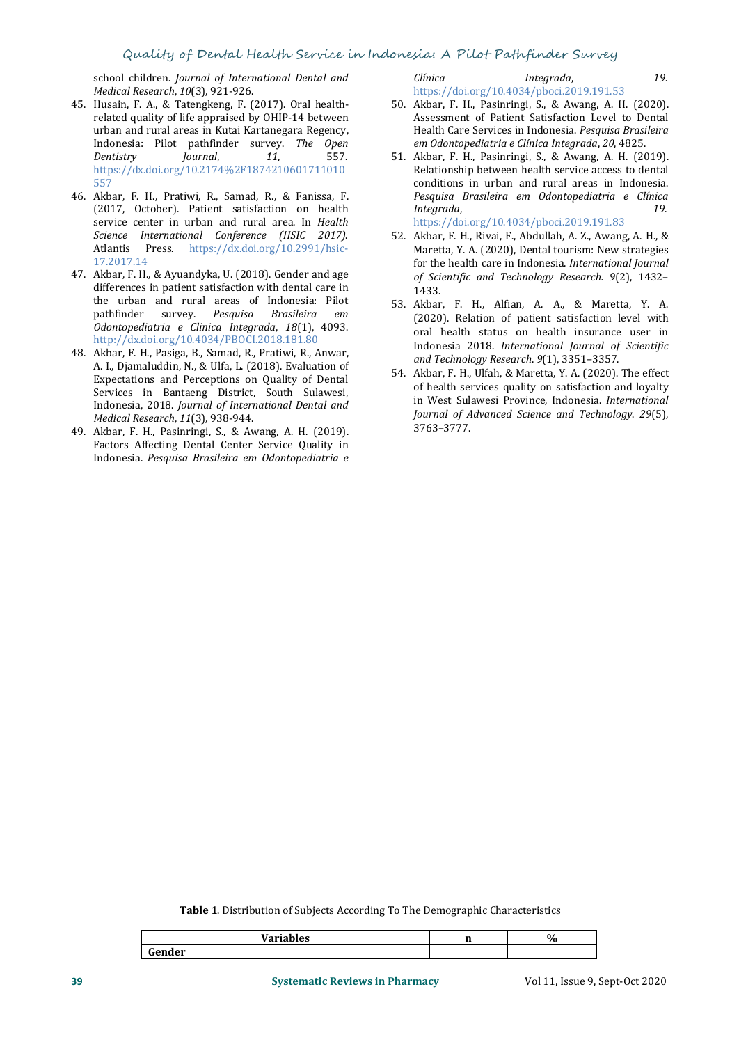school children. *Journal of International Dental and Medical Research*, *10*(3), 921-926.

45. Husain, F. A., & Tatengkeng, F. (2017). Oral health-related quality of life appraised by OHIP-14 between urban and rural areas in Kutai Kartanegara Regency, Indonesia: Pilot pathfinder survey. *The Open Dentistry Journal*, *11*, 557. https://dx.doi.org/10.2174%2F1874210601711010557
46. Akbar, F. H., Pratiwi, R., Samad, R., & Fanissa, F. (2017, October). Patient satisfaction on health service center in urban and rural area. In *Health Science International Conference (HSIC 2017)*. Atlantis Press. https://dx.doi.org/10.2991/hsic-17.2017.14
47. Akbar, F. H., & Ayuandyka, U. (2018). Gender and age differences in patient satisfaction with dental care in the urban and rural areas of Indonesia: Pilot pathfinder survey. *Pesquisa Brasileira em Odontopediatria e Clinica Integrada*, *18*(1), 4093. http://dx.doi.org/10.4034/PBOCI.2018.181.80
48. Akbar, F. H., Pasiga, B., Samad, R., Pratiwi, R., Anwar, A. I., Djamaluddin, N., & Ulfa, L. (2018). Evaluation of Expectations and Perceptions on Quality of Dental Services in Bantaeng District, South Sulawesi, Indonesia, 2018. *Journal of International Dental and Medical Research*, *11*(3), 938-944.
49. Akbar, F. H., Pasinringi, S., & Awang, A. H. (2019). Factors Affecting Dental Center Service Quality in Indonesia. *Pesquisa Brasileira em Odontopediatria e Clínica Integrada*, *19*. https://doi.org/10.4034/pboci.2019.191.53
50. Akbar, F. H., Pasinringi, S., & Awang, A. H. (2020). Assessment of Patient Satisfaction Level to Dental Health Care Services in Indonesia. *Pesquisa Brasileira em Odontopediatria e Clínica Integrada*, *20*, 4825.
51. Akbar, F. H., Pasinringi, S., & Awang, A. H. (2019). Relationship between health service access to dental conditions in urban and rural areas in Indonesia. *Pesquisa Brasileira em Odontopediatria e Clínica Integrada*, *19*. https://doi.org/10.4034/pboci.2019.191.83
52. Akbar, F. H., Rivai, F., Abdullah, A. Z., Awang, A. H., & Maretta, Y. A. (2020), Dental tourism: New strategies for the health care in Indonesia. *International Journal of Scientific and Technology Research*. *9*(2), 1432–1433.
53. Akbar, F. H., Alfian, A. A., & Maretta, Y. A. (2020). Relation of patient satisfaction level with oral health status on health insurance user in Indonesia 2018. *International Journal of Scientific and Technology Research*. *9*(1), 3351–3357.
54. Akbar, F. H., Ulfah, & Maretta, Y. A. (2020). The effect of health services quality on satisfaction and loyalty in West Sulawesi Province, Indonesia. *International Journal of Advanced Science and Technology*. *29*(5), 3763–3777.

**Table 1**. Distribution of Subjects According To The Demographic Characteristics

| Variables | n | % |
|---|---|---|
| **Gender** | | |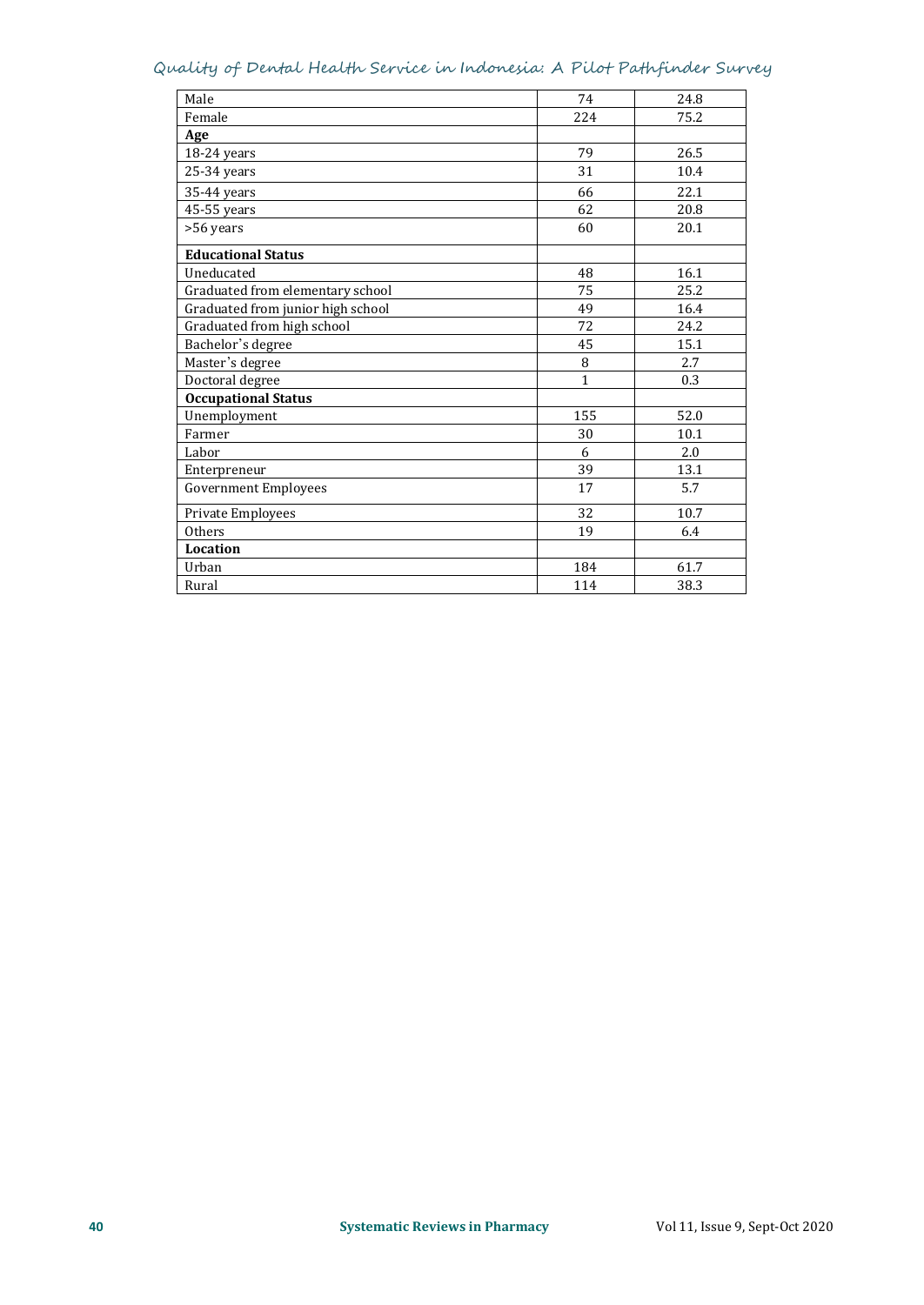| | | |
|---|---|---|
| Male | 74 | 24.8 |
| Female | 224 | 75.2 |
| **Age** | | |
| 18-24 years | 79 | 26.5 |
| 25-34 years | 31 | 10.4 |
| 35-44 years | 66 | 22.1 |
| 45-55 years | 62 | 20.8 |
| >56 years | 60 | 20.1 |
| **Educational Status** | | |
| Uneducated | 48 | 16.1 |
| Graduated from elementary school | 75 | 25.2 |
| Graduated from junior high school | 49 | 16.4 |
| Graduated from high school | 72 | 24.2 |
| Bachelor's degree | 45 | 15.1 |
| Master's degree | 8 | 2.7 |
| Doctoral degree | 1 | 0.3 |
| **Occupational Status** | | |
| Unemployment | 155 | 52.0 |
| Farmer | 30 | 10.1 |
| Labor | 6 | 2.0 |
| Enterpreneur | 39 | 13.1 |
| Government Employees | 17 | 5.7 |
| Private Employees | 32 | 10.7 |
| Others | 19 | 6.4 |
| **Location** | | |
| Urban | 184 | 61.7 |
| Rural | 114 | 38.3 |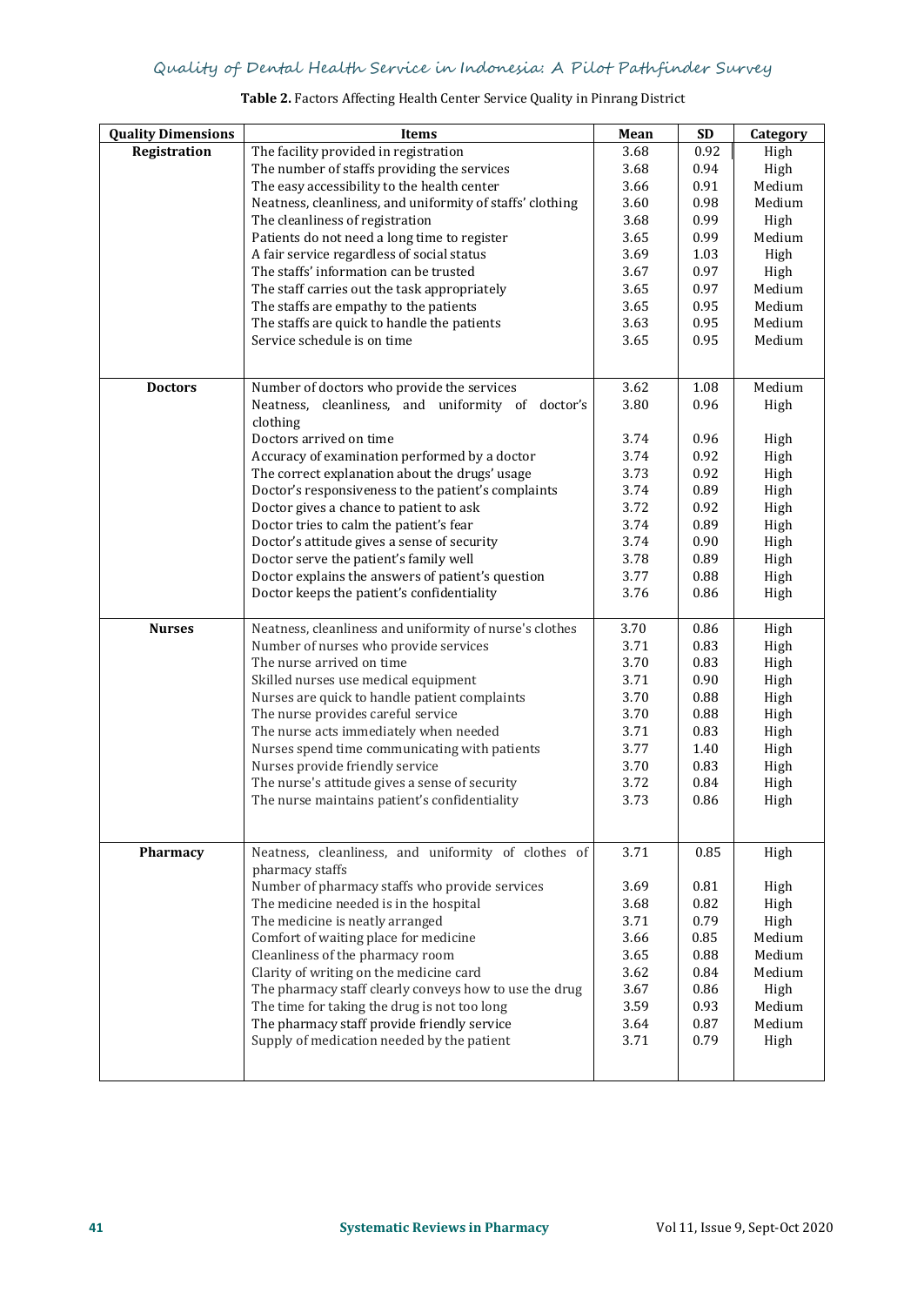**Table 2.** Factors Affecting Health Center Service Quality in Pinrang District

| Quality Dimensions | Items | Mean | SD | Category |
|---|---|---|---|---|
| **Registration** | The facility provided in registration | 3.68 | 0.92 | High |
| | The number of staffs providing the services | 3.68 | 0.94 | High |
| | The easy accessibility to the health center | 3.66 | 0.91 | Medium |
| | Neatness, cleanliness, and uniformity of staffs' clothing | 3.60 | 0.98 | Medium |
| | The cleanliness of registration | 3.68 | 0.99 | High |
| | Patients do not need a long time to register | 3.65 | 0.99 | Medium |
| | A fair service regardless of social status | 3.69 | 1.03 | High |
| | The staffs' information can be trusted | 3.67 | 0.97 | High |
| | The staff carries out the task appropriately | 3.65 | 0.97 | Medium |
| | The staffs are empathy to the patients | 3.65 | 0.95 | Medium |
| | The staffs are quick to handle the patients | 3.63 | 0.95 | Medium |
| | Service schedule is on time | 3.65 | 0.95 | Medium |
| **Doctors** | Number of doctors who provide the services | 3.62 | 1.08 | Medium |
| | Neatness, cleanliness, and uniformity of doctor's clothing | 3.80 | 0.96 | High |
| | Doctors arrived on time | 3.74 | 0.96 | High |
| | Accuracy of examination performed by a doctor | 3.74 | 0.92 | High |
| | The correct explanation about the drugs' usage | 3.73 | 0.92 | High |
| | Doctor's responsiveness to the patient's complaints | 3.74 | 0.89 | High |
| | Doctor gives a chance to patient to ask | 3.72 | 0.92 | High |
| | Doctor tries to calm the patient's fear | 3.74 | 0.89 | High |
| | Doctor's attitude gives a sense of security | 3.74 | 0.90 | High |
| | Doctor serve the patient's family well | 3.78 | 0.89 | High |
| | Doctor explains the answers of patient's question | 3.77 | 0.88 | High |
| | Doctor keeps the patient's confidentiality | 3.76 | 0.86 | High |
| **Nurses** | Neatness, cleanliness and uniformity of nurse's clothes | 3.70 | 0.86 | High |
| | Number of nurses who provide services | 3.71 | 0.83 | High |
| | The nurse arrived on time | 3.70 | 0.83 | High |
| | Skilled nurses use medical equipment | 3.71 | 0.90 | High |
| | Nurses are quick to handle patient complaints | 3.70 | 0.88 | High |
| | The nurse provides careful service | 3.70 | 0.88 | High |
| | The nurse acts immediately when needed | 3.71 | 0.83 | High |
| | Nurses spend time communicating with patients | 3.77 | 1.40 | High |
| | Nurses provide friendly service | 3.70 | 0.83 | High |
| | The nurse's attitude gives a sense of security | 3.72 | 0.84 | High |
| | The nurse maintains patient's confidentiality | 3.73 | 0.86 | High |
| **Pharmacy** | Neatness, cleanliness, and uniformity of clothes of pharmacy staffs | 3.71 | 0.85 | High |
| | Number of pharmacy staffs who provide services | 3.69 | 0.81 | High |
| | The medicine needed is in the hospital | 3.68 | 0.82 | High |
| | The medicine is neatly arranged | 3.71 | 0.79 | High |
| | Comfort of waiting place for medicine | 3.66 | 0.85 | Medium |
| | Cleanliness of the pharmacy room | 3.65 | 0.88 | Medium |
| | Clarity of writing on the medicine card | 3.62 | 0.84 | Medium |
| | The pharmacy staff clearly conveys how to use the drug | 3.67 | 0.86 | High |
| | The time for taking the drug is not too long | 3.59 | 0.93 | Medium |
| | The pharmacy staff provide friendly service | 3.64 | 0.87 | Medium |
| | Supply of medication needed by the patient | 3.71 | 0.79 | High |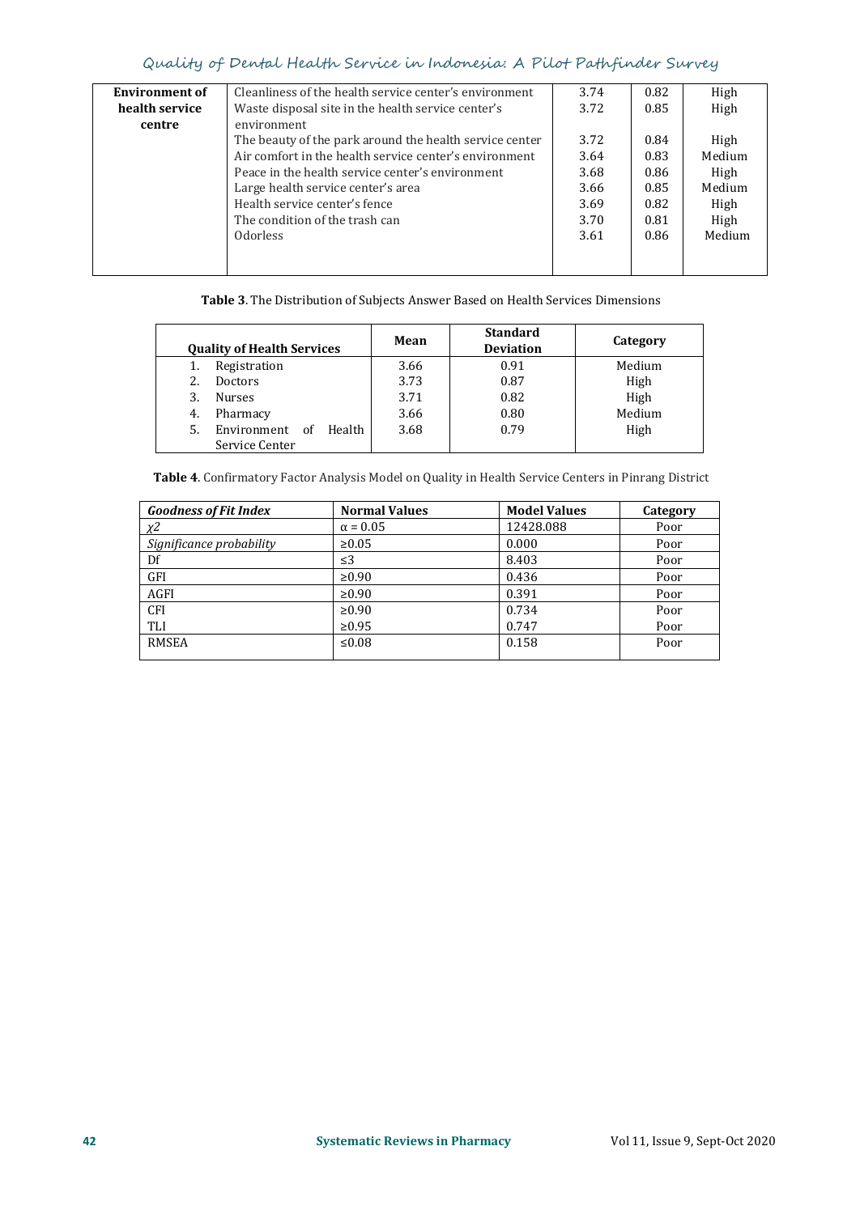| | | | | |
|---|---|---|---|---|
| **Environment of health service centre** | Cleanliness of the health service center's environment | 3.74 | 0.82 | High |
| | Waste disposal site in the health service center's environment | 3.72 | 0.85 | High |
| | The beauty of the park around the health service center | 3.72 | 0.84 | High |
| | Air comfort in the health service center's environment | 3.64 | 0.83 | Medium |
| | Peace in the health service center's environment | 3.68 | 0.86 | High |
| | Large health service center's area | 3.66 | 0.85 | Medium |
| | Health service center's fence | 3.69 | 0.82 | High |
| | The condition of the trash can | 3.70 | 0.81 | High |
| | Odorless | 3.61 | 0.86 | Medium |

**Table 3**. The Distribution of Subjects Answer Based on Health Services Dimensions

| Quality of Health Services | Mean | Standard Deviation | Category |
|---|---|---|---|
| 1. Registration | 3.66 | 0.91 | Medium |
| 2. Doctors | 3.73 | 0.87 | High |
| 3. Nurses | 3.71 | 0.82 | High |
| 4. Pharmacy | 3.66 | 0.80 | Medium |
| 5. Environment of Health Service Center | 3.68 | 0.79 | High |

**Table 4**. Confirmatory Factor Analysis Model on Quality in Health Service Centers in Pinrang District

| *Goodness of Fit Index* | Normal Values | Model Values | Category |
|---|---|---|---|
| *$\chi 2$* | $\alpha = 0.05$ | 12428.088 | Poor |
| *Significance probability* | ≥0.05 | 0.000 | Poor |
| Df | ≤3 | 8.403 | Poor |
| GFI | ≥0.90 | 0.436 | Poor |
| AGFI | ≥0.90 | 0.391 | Poor |
| CFI | ≥0.90 | 0.734 | Poor |
| TLI | ≥0.95 | 0.747 | Poor |
| RMSEA | ≤0.08 | 0.158 | Poor |